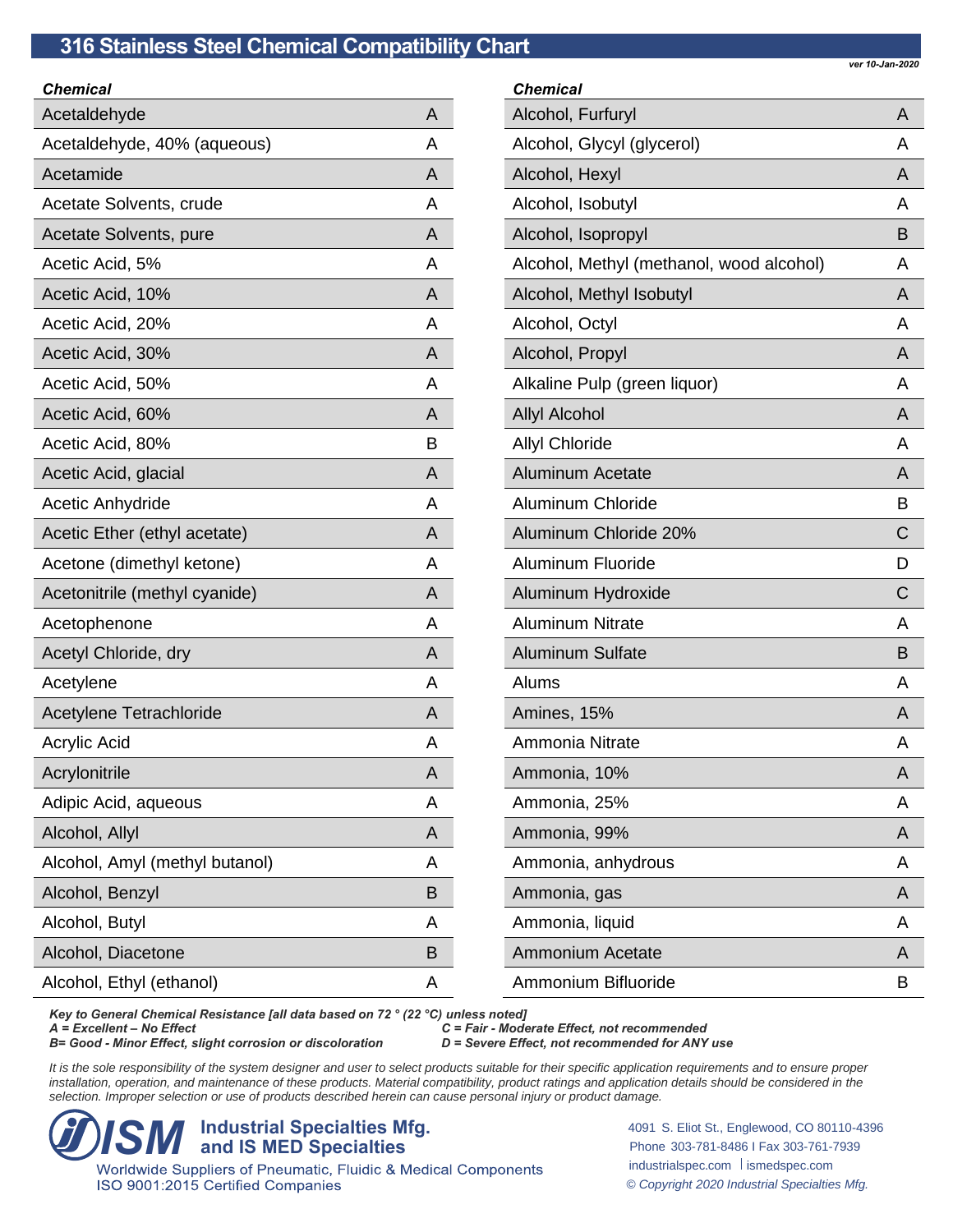# 316 Stainless Steel Chemical Compatibility Chart

*ver 10-Jan-2020*

| Chemical | |
|---|---|
| Acetaldehyde | A |
| Acetaldehyde, 40% (aqueous) | A |
| Acetamide | A |
| Acetate Solvents, crude | A |
| Acetate Solvents, pure | A |
| Acetic Acid, 5% | A |
| Acetic Acid, 10% | A |
| Acetic Acid, 20% | A |
| Acetic Acid, 30% | A |
| Acetic Acid, 50% | A |
| Acetic Acid, 60% | A |
| Acetic Acid, 80% | B |
| Acetic Acid, glacial | A |
| Acetic Anhydride | A |
| Acetic Ether (ethyl acetate) | A |
| Acetone (dimethyl ketone) | A |
| Acetonitrile (methyl cyanide) | A |
| Acetophenone | A |
| Acetyl Chloride, dry | A |
| Acetylene | A |
| Acetylene Tetrachloride | A |
| Acrylic Acid | A |
| Acrylonitrile | A |
| Adipic Acid, aqueous | A |
| Alcohol, Allyl | A |
| Alcohol, Amyl (methyl butanol) | A |
| Alcohol, Benzyl | B |
| Alcohol, Butyl | A |
| Alcohol, Diacetone | B |
| Alcohol, Ethyl (ethanol) | A |
| Alcohol, Furfuryl | A |
| Alcohol, Glycyl (glycerol) | A |
| Alcohol, Hexyl | A |
| Alcohol, Isobutyl | A |
| Alcohol, Isopropyl | B |
| Alcohol, Methyl (methanol, wood alcohol) | A |
| Alcohol, Methyl Isobutyl | A |
| Alcohol, Octyl | A |
| Alcohol, Propyl | A |
| Alkaline Pulp (green liquor) | A |
| Allyl Alcohol | A |
| Allyl Chloride | A |
| Aluminum Acetate | A |
| Aluminum Chloride | B |
| Aluminum Chloride 20% | C |
| Aluminum Fluoride | D |
| Aluminum Hydroxide | C |
| Aluminum Nitrate | A |
| Aluminum Sulfate | B |
| Alums | A |
| Amines, 15% | A |
| Ammonia Nitrate | A |
| Ammonia, 10% | A |
| Ammonia, 25% | A |
| Ammonia, 99% | A |
| Ammonia, anhydrous | A |
| Ammonia, gas | A |
| Ammonia, liquid | A |
| Ammonium Acetate | A |
| Ammonium Bifluoride | B |

***Key to General Chemical Resistance [all data based on 72 ° (22 °C) unless noted]***

***A = Excellent – No Effect***

***B= Good - Minor Effect, slight corrosion or discoloration***

***C = Fair - Moderate Effect, not recommended***

***D = Severe Effect, not recommended for ANY use***

*It is the sole responsibility of the system designer and user to select products suitable for their specific application requirements and to ensure proper installation, operation, and maintenance of these products. Material compatibility, product ratings and application details should be considered in the selection. Improper selection or use of products described herein can cause personal injury or product damage.*

**ISM Industrial Specialties Mfg. and IS MED Specialties**

Worldwide Suppliers of Pneumatic, Fluidic & Medical Components

ISO 9001:2015 Certified Companies

4091 S. Eliot St., Englewood, CO 80110-4396

Phone 303-781-8486 I Fax 303-761-7939

industrialspec.com | ismedspec.com

*© Copyright 2020 Industrial Specialties Mfg.*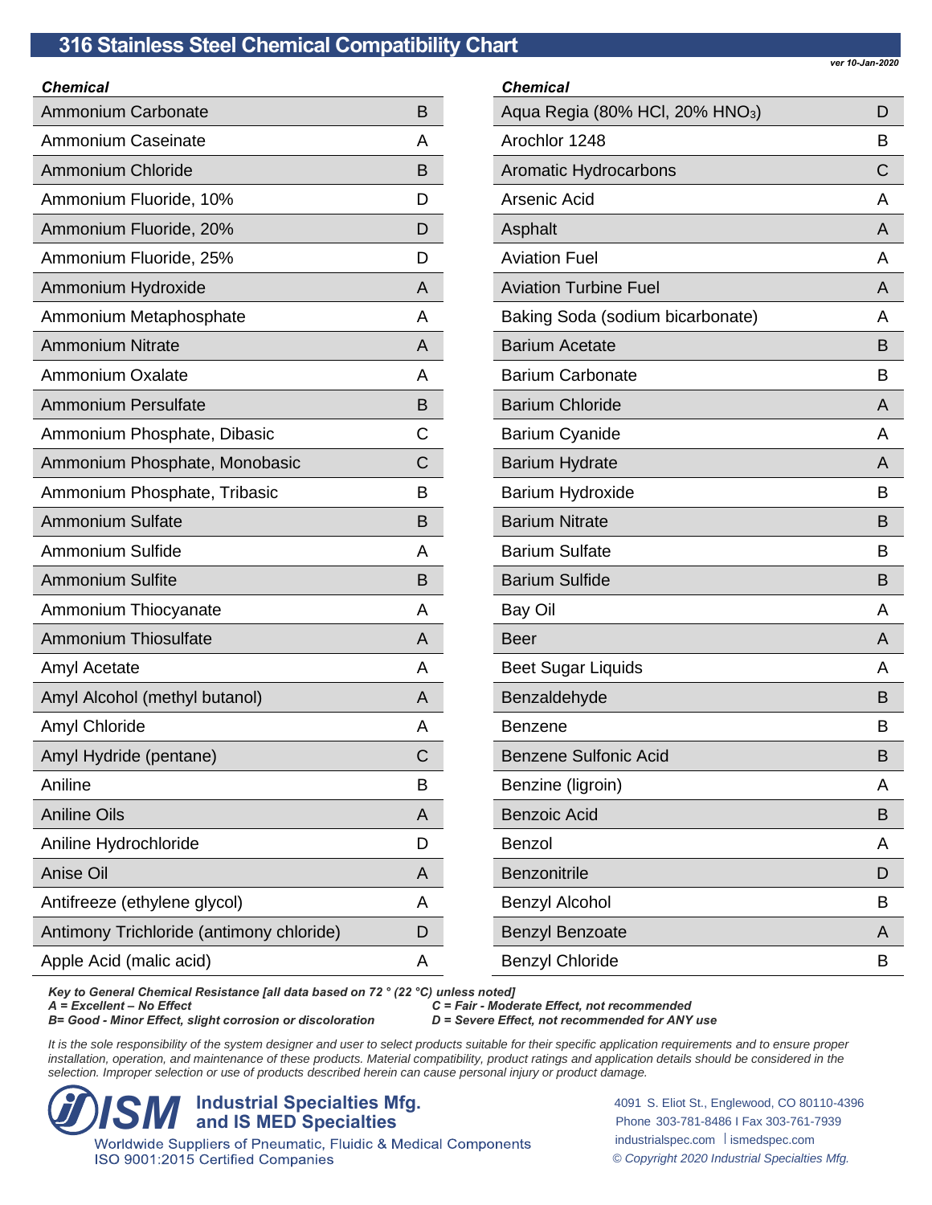# 316 Stainless Steel Chemical Compatibility Chart

*ver 10-Jan-2020*

| Chemical | |
|---|---|
| Ammonium Carbonate | B |
| Ammonium Caseinate | A |
| Ammonium Chloride | B |
| Ammonium Fluoride, 10% | D |
| Ammonium Fluoride, 20% | D |
| Ammonium Fluoride, 25% | D |
| Ammonium Hydroxide | A |
| Ammonium Metaphosphate | A |
| Ammonium Nitrate | A |
| Ammonium Oxalate | A |
| Ammonium Persulfate | B |
| Ammonium Phosphate, Dibasic | C |
| Ammonium Phosphate, Monobasic | C |
| Ammonium Phosphate, Tribasic | B |
| Ammonium Sulfate | B |
| Ammonium Sulfide | A |
| Ammonium Sulfite | B |
| Ammonium Thiocyanate | A |
| Ammonium Thiosulfate | A |
| Amyl Acetate | A |
| Amyl Alcohol (methyl butanol) | A |
| Amyl Chloride | A |
| Amyl Hydride (pentane) | C |
| Aniline | B |
| Aniline Oils | A |
| Aniline Hydrochloride | D |
| Anise Oil | A |
| Antifreeze (ethylene glycol) | A |
| Antimony Trichloride (antimony chloride) | D |
| Apple Acid (malic acid) | A |
| Aqua Regia (80% HCl, 20% $HNO_3$) | D |
| Arochlor 1248 | B |
| Aromatic Hydrocarbons | C |
| Arsenic Acid | A |
| Asphalt | A |
| Aviation Fuel | A |
| Aviation Turbine Fuel | A |
| Baking Soda (sodium bicarbonate) | A |
| Barium Acetate | B |
| Barium Carbonate | B |
| Barium Chloride | A |
| Barium Cyanide | A |
| Barium Hydrate | A |
| Barium Hydroxide | B |
| Barium Nitrate | B |
| Barium Sulfate | B |
| Barium Sulfide | B |
| Bay Oil | A |
| Beer | A |
| Beet Sugar Liquids | A |
| Benzaldehyde | B |
| Benzene | B |
| Benzene Sulfonic Acid | B |
| Benzine (ligroin) | A |
| Benzoic Acid | B |
| Benzol | A |
| Benzonitrile | D |
| Benzyl Alcohol | B |
| Benzyl Benzoate | A |
| Benzyl Chloride | B |

***Key to General Chemical Resistance [all data based on 72 ° (22 °C) unless noted]***
***A = Excellent – No Effect***
***B= Good - Minor Effect, slight corrosion or discoloration***
***C = Fair - Moderate Effect, not recommended***
***D = Severe Effect, not recommended for ANY use***

*It is the sole responsibility of the system designer and user to select products suitable for their specific application requirements and to ensure proper installation, operation, and maintenance of these products. Material compatibility, product ratings and application details should be considered in the selection. Improper selection or use of products described herein can cause personal injury or product damage.*

**ISM Industrial Specialties Mfg. and IS MED Specialties**
Worldwide Suppliers of Pneumatic, Fluidic & Medical Components
ISO 9001:2015 Certified Companies

4091 S. Eliot St., Englewood, CO 80110-4396
Phone 303-781-8486 I Fax 303-761-7939
industrialspec.com | ismedspec.com
*© Copyright 2020 Industrial Specialties Mfg.*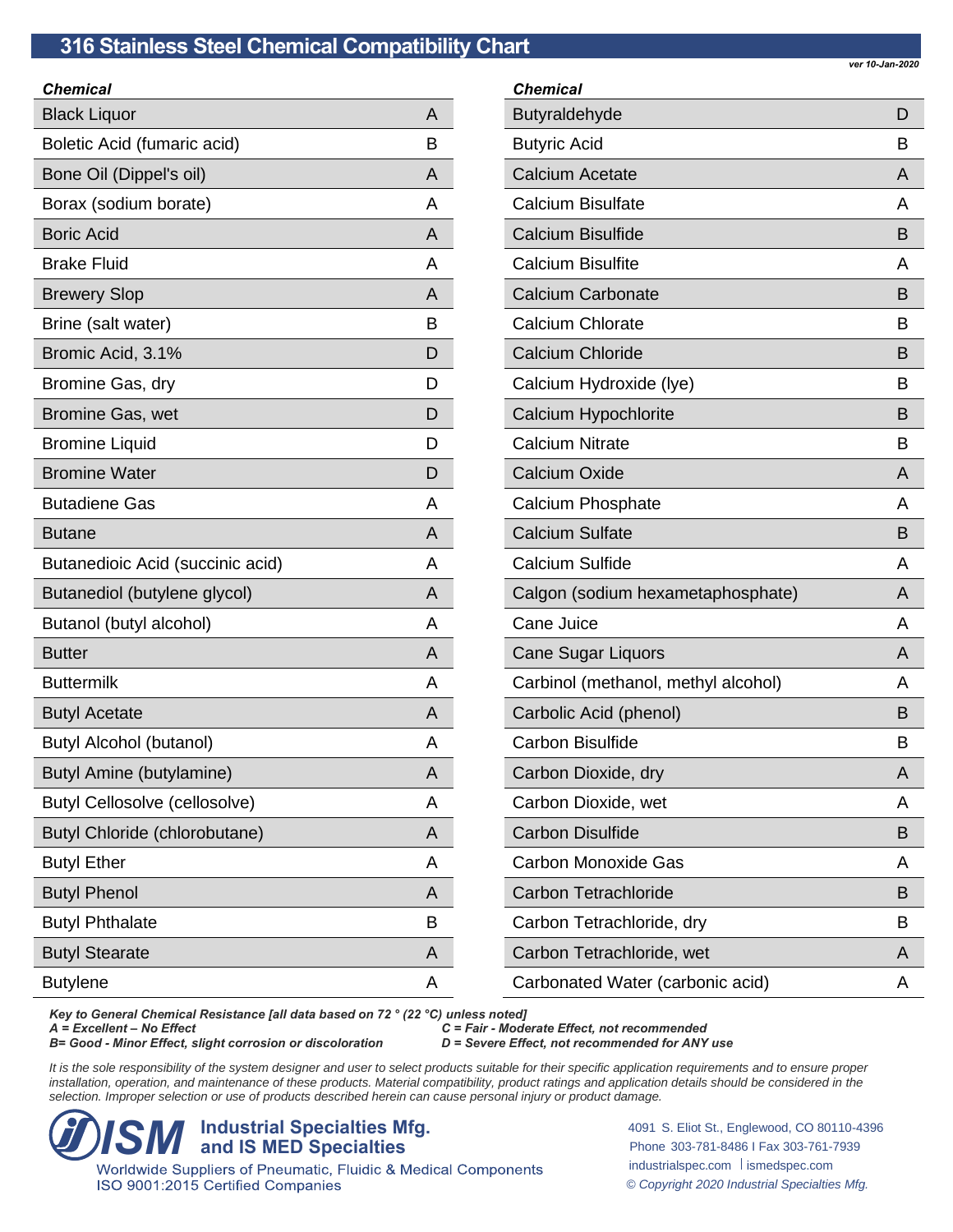# 316 Stainless Steel Chemical Compatibility Chart

*ver 10-Jan-2020*

| Chemical | |
|---|---|
| Black Liquor | A |
| Boletic Acid (fumaric acid) | B |
| Bone Oil (Dippel's oil) | A |
| Borax (sodium borate) | A |
| Boric Acid | A |
| Brake Fluid | A |
| Brewery Slop | A |
| Brine (salt water) | B |
| Bromic Acid, 3.1% | D |
| Bromine Gas, dry | D |
| Bromine Gas, wet | D |
| Bromine Liquid | D |
| Bromine Water | D |
| Butadiene Gas | A |
| Butane | A |
| Butanedioic Acid (succinic acid) | A |
| Butanediol (butylene glycol) | A |
| Butanol (butyl alcohol) | A |
| Butter | A |
| Buttermilk | A |
| Butyl Acetate | A |
| Butyl Alcohol (butanol) | A |
| Butyl Amine (butylamine) | A |
| Butyl Cellosolve (cellosolve) | A |
| Butyl Chloride (chlorobutane) | A |
| Butyl Ether | A |
| Butyl Phenol | A |
| Butyl Phthalate | B |
| Butyl Stearate | A |
| Butylene | A |
| Butyraldehyde | D |
| Butyric Acid | B |
| Calcium Acetate | A |
| Calcium Bisulfate | A |
| Calcium Bisulfide | B |
| Calcium Bisulfite | A |
| Calcium Carbonate | B |
| Calcium Chlorate | B |
| Calcium Chloride | B |
| Calcium Hydroxide (lye) | B |
| Calcium Hypochlorite | B |
| Calcium Nitrate | B |
| Calcium Oxide | A |
| Calcium Phosphate | A |
| Calcium Sulfate | B |
| Calcium Sulfide | A |
| Calgon (sodium hexametaphosphate) | A |
| Cane Juice | A |
| Cane Sugar Liquors | A |
| Carbinol (methanol, methyl alcohol) | A |
| Carbolic Acid (phenol) | B |
| Carbon Bisulfide | B |
| Carbon Dioxide, dry | A |
| Carbon Dioxide, wet | A |
| Carbon Disulfide | B |
| Carbon Monoxide Gas | A |
| Carbon Tetrachloride | B |
| Carbon Tetrachloride, dry | B |
| Carbon Tetrachloride, wet | A |
| Carbonated Water (carbonic acid) | A |

***Key to General Chemical Resistance [all data based on 72 ° (22 °C) unless noted]***

***A = Excellent – No Effect***

***B= Good - Minor Effect, slight corrosion or discoloration***

***C = Fair - Moderate Effect, not recommended***

***D = Severe Effect, not recommended for ANY use***

*It is the sole responsibility of the system designer and user to select products suitable for their specific application requirements and to ensure proper installation, operation, and maintenance of these products. Material compatibility, product ratings and application details should be considered in the selection. Improper selection or use of products described herein can cause personal injury or product damage.*

**ISM Industrial Specialties Mfg. and IS MED Specialties**

Worldwide Suppliers of Pneumatic, Fluidic & Medical Components
ISO 9001:2015 Certified Companies

4091 S. Eliot St., Englewood, CO 80110-4396
Phone 303-781-8486 I Fax 303-761-7939
industrialspec.com | ismedspec.com
*© Copyright 2020 Industrial Specialties Mfg.*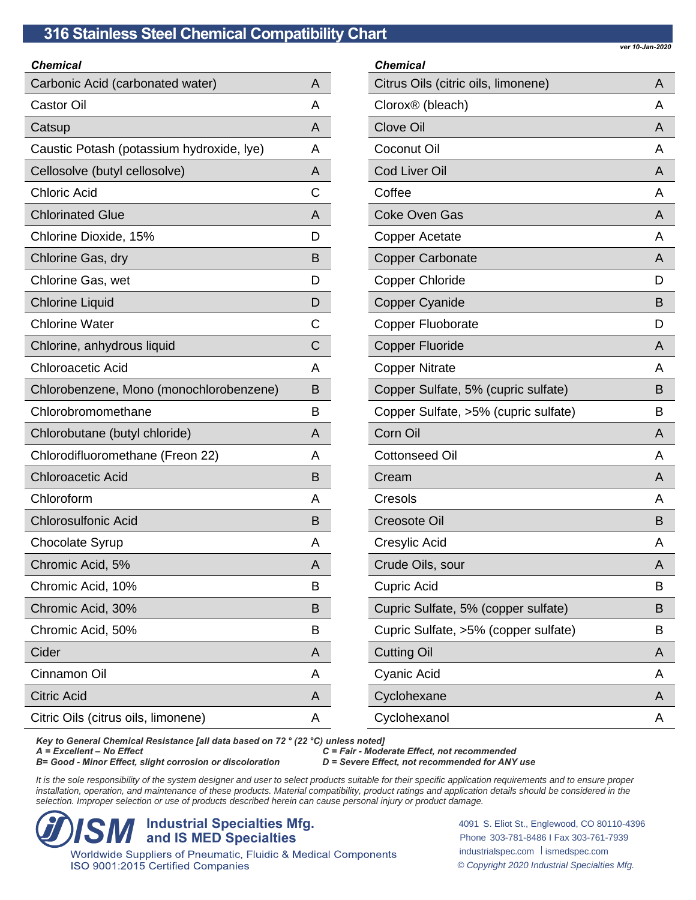## 316 Stainless Steel Chemical Compatibility Chart

*ver 10-Jan-2020*

| Chemical | |
|---|---|
| Carbonic Acid (carbonated water) | A |
| Castor Oil | A |
| Catsup | A |
| Caustic Potash (potassium hydroxide, lye) | A |
| Cellosolve (butyl cellosolve) | A |
| Chloric Acid | C |
| Chlorinated Glue | A |
| Chlorine Dioxide, 15% | D |
| Chlorine Gas, dry | B |
| Chlorine Gas, wet | D |
| Chlorine Liquid | D |
| Chlorine Water | C |
| Chlorine, anhydrous liquid | C |
| Chloroacetic Acid | A |
| Chlorobenzene, Mono (monochlorobenzene) | B |
| Chlorobromomethane | B |
| Chlorobutane (butyl chloride) | A |
| Chlorodifluoromethane (Freon 22) | A |
| Chloroacetic Acid | B |
| Chloroform | A |
| Chlorosulfonic Acid | B |
| Chocolate Syrup | A |
| Chromic Acid, 5% | A |
| Chromic Acid, 10% | B |
| Chromic Acid, 30% | B |
| Chromic Acid, 50% | B |
| Cider | A |
| Cinnamon Oil | A |
| Citric Acid | A |
| Citric Oils (citrus oils, limonene) | A |

| Chemical | |
|---|---|
| Citrus Oils (citric oils, limonene) | A |
| Clorox® (bleach) | A |
| Clove Oil | A |
| Coconut Oil | A |
| Cod Liver Oil | A |
| Coffee | A |
| Coke Oven Gas | A |
| Copper Acetate | A |
| Copper Carbonate | A |
| Copper Chloride | D |
| Copper Cyanide | B |
| Copper Fluoborate | D |
| Copper Fluoride | A |
| Copper Nitrate | A |
| Copper Sulfate, 5% (cupric sulfate) | B |
| Copper Sulfate, >5% (cupric sulfate) | B |
| Corn Oil | A |
| Cottonseed Oil | A |
| Cream | A |
| Cresols | A |
| Creosote Oil | B |
| Cresylic Acid | A |
| Crude Oils, sour | A |
| Cupric Acid | B |
| Cupric Sulfate, 5% (copper sulfate) | B |
| Cupric Sulfate, >5% (copper sulfate) | B |
| Cutting Oil | A |
| Cyanic Acid | A |
| Cyclohexane | A |
| Cyclohexanol | A |

***Key to General Chemical Resistance [all data based on 72 ° (22 °C) unless noted]***

***A = Excellent – No Effect***

***B= Good - Minor Effect, slight corrosion or discoloration***

***C = Fair - Moderate Effect, not recommended***

***D = Severe Effect, not recommended for ANY use***

*It is the sole responsibility of the system designer and user to select products suitable for their specific application requirements and to ensure proper installation, operation, and maintenance of these products. Material compatibility, product ratings and application details should be considered in the selection. Improper selection or use of products described herein can cause personal injury or product damage.*

**ISM Industrial Specialties Mfg. and IS MED Specialties**

Worldwide Suppliers of Pneumatic, Fluidic & Medical Components

ISO 9001:2015 Certified Companies

4091 S. Eliot St., Englewood, CO 80110-4396

Phone 303-781-8486 I Fax 303-761-7939

industrialspec.com | ismedspec.com

*© Copyright 2020 Industrial Specialties Mfg.*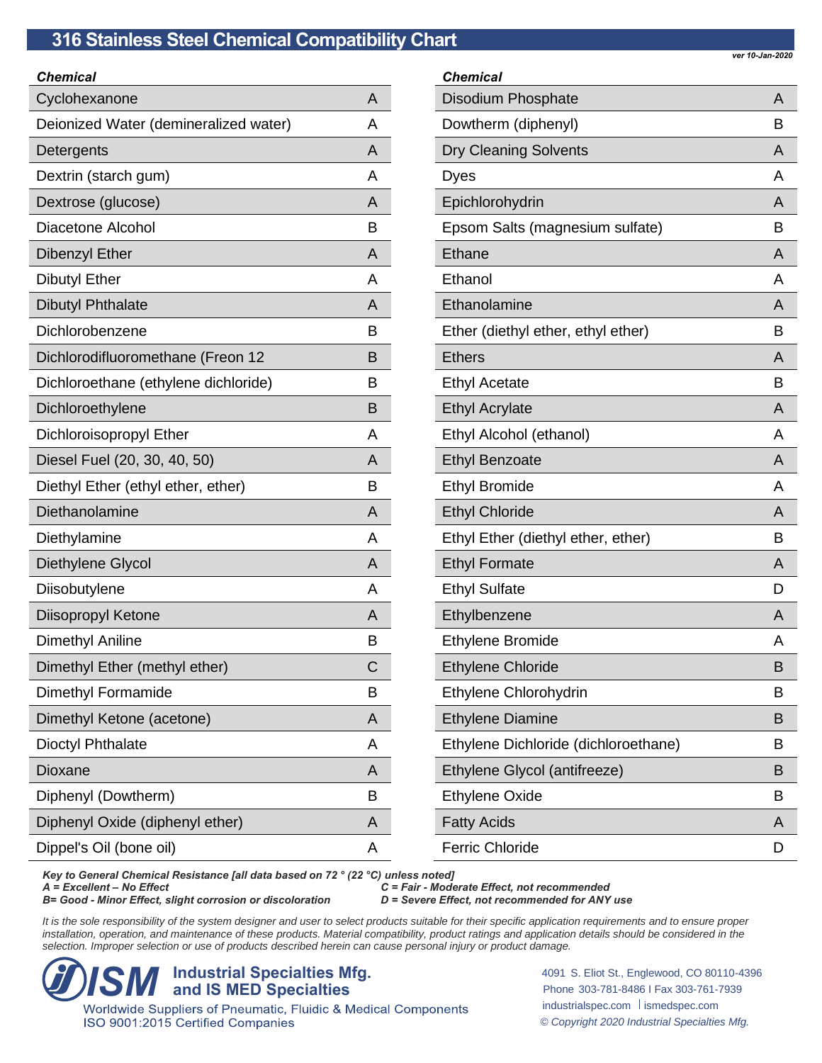# 316 Stainless Steel Chemical Compatibility Chart

*ver 10-Jan-2020*

| Chemical | |
|---|---|
| Cyclohexanone | A |
| Deionized Water (demineralized water) | A |
| Detergents | A |
| Dextrin (starch gum) | A |
| Dextrose (glucose) | A |
| Diacetone Alcohol | B |
| Dibenzyl Ether | A |
| Dibutyl Ether | A |
| Dibutyl Phthalate | A |
| Dichlorobenzene | B |
| Dichlorodifluoromethane (Freon 12 | B |
| Dichloroethane (ethylene dichloride) | B |
| Dichloroethylene | B |
| Dichloroisopropyl Ether | A |
| Diesel Fuel (20, 30, 40, 50) | A |
| Diethyl Ether (ethyl ether, ether) | B |
| Diethanolamine | A |
| Diethylamine | A |
| Diethylene Glycol | A |
| Diisobutylene | A |
| Diisopropyl Ketone | A |
| Dimethyl Aniline | B |
| Dimethyl Ether (methyl ether) | C |
| Dimethyl Formamide | B |
| Dimethyl Ketone (acetone) | A |
| Dioctyl Phthalate | A |
| Dioxane | A |
| Diphenyl (Dowtherm) | B |
| Diphenyl Oxide (diphenyl ether) | A |
| Dippel's Oil (bone oil) | A |
| Disodium Phosphate | A |
| Dowtherm (diphenyl) | B |
| Dry Cleaning Solvents | A |
| Dyes | A |
| Epichlorohydrin | A |
| Epsom Salts (magnesium sulfate) | B |
| Ethane | A |
| Ethanol | A |
| Ethanolamine | A |
| Ether (diethyl ether, ethyl ether) | B |
| Ethers | A |
| Ethyl Acetate | B |
| Ethyl Acrylate | A |
| Ethyl Alcohol (ethanol) | A |
| Ethyl Benzoate | A |
| Ethyl Bromide | A |
| Ethyl Chloride | A |
| Ethyl Ether (diethyl ether, ether) | B |
| Ethyl Formate | A |
| Ethyl Sulfate | D |
| Ethylbenzene | A |
| Ethylene Bromide | A |
| Ethylene Chloride | B |
| Ethylene Chlorohydrin | B |
| Ethylene Diamine | B |
| Ethylene Dichloride (dichloroethane) | B |
| Ethylene Glycol (antifreeze) | B |
| Ethylene Oxide | B |
| Fatty Acids | A |
| Ferric Chloride | D |

***Key to General Chemical Resistance [all data based on 72 ° (22 °C) unless noted]***

***A = Excellent – No Effect***

***B= Good - Minor Effect, slight corrosion or discoloration***

***C = Fair - Moderate Effect, not recommended***

***D = Severe Effect, not recommended for ANY use***

*It is the sole responsibility of the system designer and user to select products suitable for their specific application requirements and to ensure proper installation, operation, and maintenance of these products. Material compatibility, product ratings and application details should be considered in the selection. Improper selection or use of products described herein can cause personal injury or product damage.*

**ISM Industrial Specialties Mfg. and IS MED Specialties**

Worldwide Suppliers of Pneumatic, Fluidic & Medical Components
ISO 9001:2015 Certified Companies

4091 S. Eliot St., Englewood, CO 80110-4396
Phone 303-781-8486 I Fax 303-761-7939
industrialspec.com | ismedspec.com
*© Copyright 2020 Industrial Specialties Mfg.*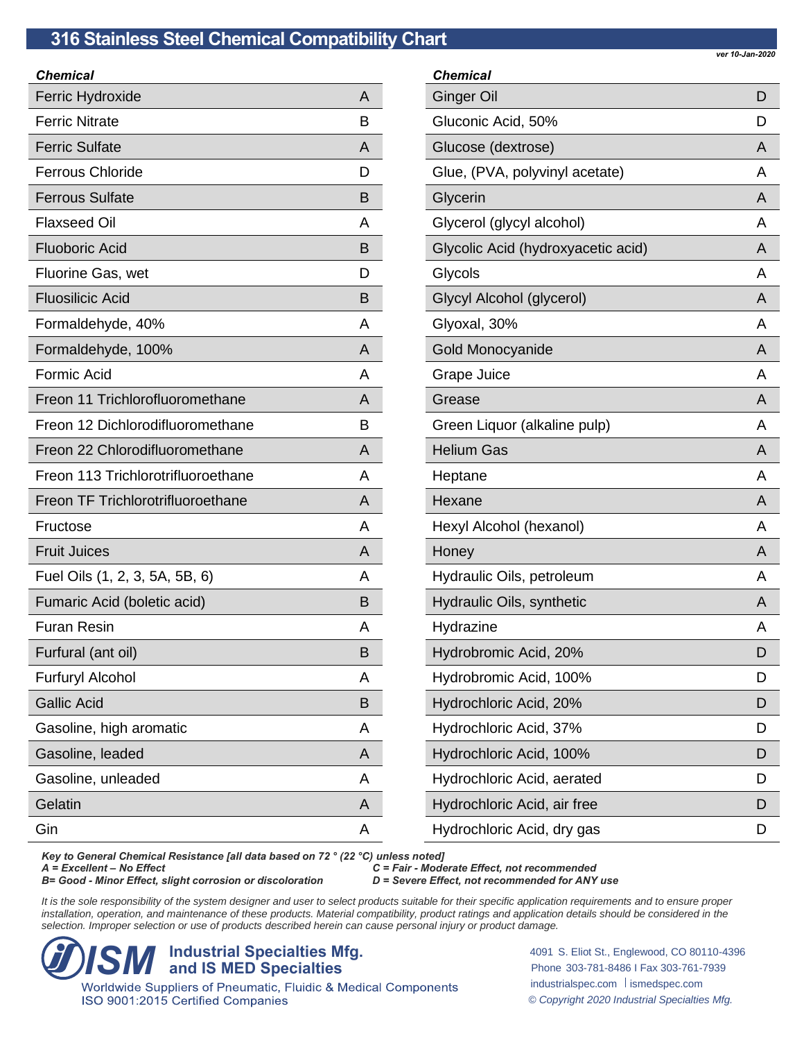# 316 Stainless Steel Chemical Compatibility Chart

*ver 10-Jan-2020*

| Chemical | |
|---|---|
| Ferric Hydroxide | A |
| Ferric Nitrate | B |
| Ferric Sulfate | A |
| Ferrous Chloride | D |
| Ferrous Sulfate | B |
| Flaxseed Oil | A |
| Fluoboric Acid | B |
| Fluorine Gas, wet | D |
| Fluosilicic Acid | B |
| Formaldehyde, 40% | A |
| Formaldehyde, 100% | A |
| Formic Acid | A |
| Freon 11 Trichlorofluoromethane | A |
| Freon 12 Dichlorodifluoromethane | B |
| Freon 22 Chlorodifluoromethane | A |
| Freon 113 Trichlorotrifluoroethane | A |
| Freon TF Trichlorotrifluoroethane | A |
| Fructose | A |
| Fruit Juices | A |
| Fuel Oils (1, 2, 3, 5A, 5B, 6) | A |
| Fumaric Acid (boletic acid) | B |
| Furan Resin | A |
| Furfural (ant oil) | B |
| Furfuryl Alcohol | A |
| Gallic Acid | B |
| Gasoline, high aromatic | A |
| Gasoline, leaded | A |
| Gasoline, unleaded | A |
| Gelatin | A |
| Gin | A |
| Ginger Oil | D |
| Gluconic Acid, 50% | D |
| Glucose (dextrose) | A |
| Glue, (PVA, polyvinyl acetate) | A |
| Glycerin | A |
| Glycerol (glycyl alcohol) | A |
| Glycolic Acid (hydroxyacetic acid) | A |
| Glycols | A |
| Glycyl Alcohol (glycerol) | A |
| Glyoxal, 30% | A |
| Gold Monocyanide | A |
| Grape Juice | A |
| Grease | A |
| Green Liquor (alkaline pulp) | A |
| Helium Gas | A |
| Heptane | A |
| Hexane | A |
| Hexyl Alcohol (hexanol) | A |
| Honey | A |
| Hydraulic Oils, petroleum | A |
| Hydraulic Oils, synthetic | A |
| Hydrazine | A |
| Hydrobromic Acid, 20% | D |
| Hydrobromic Acid, 100% | D |
| Hydrochloric Acid, 20% | D |
| Hydrochloric Acid, 37% | D |
| Hydrochloric Acid, 100% | D |
| Hydrochloric Acid, aerated | D |
| Hydrochloric Acid, air free | D |
| Hydrochloric Acid, dry gas | D |

***Key to General Chemical Resistance [all data based on 72 ° (22 °C) unless noted]***

***A = Excellent – No Effect***
***B= Good - Minor Effect, slight corrosion or discoloration***
***C = Fair - Moderate Effect, not recommended***
***D = Severe Effect, not recommended for ANY use***

*It is the sole responsibility of the system designer and user to select products suitable for their specific application requirements and to ensure proper installation, operation, and maintenance of these products. Material compatibility, product ratings and application details should be considered in the selection. Improper selection or use of products described herein can cause personal injury or product damage.*

**ISM Industrial Specialties Mfg. and IS MED Specialties**
Worldwide Suppliers of Pneumatic, Fluidic & Medical Components
ISO 9001:2015 Certified Companies

4091 S. Eliot St., Englewood, CO 80110-4396
Phone 303-781-8486 I Fax 303-761-7939
industrialspec.com | ismedspec.com
*© Copyright 2020 Industrial Specialties Mfg.*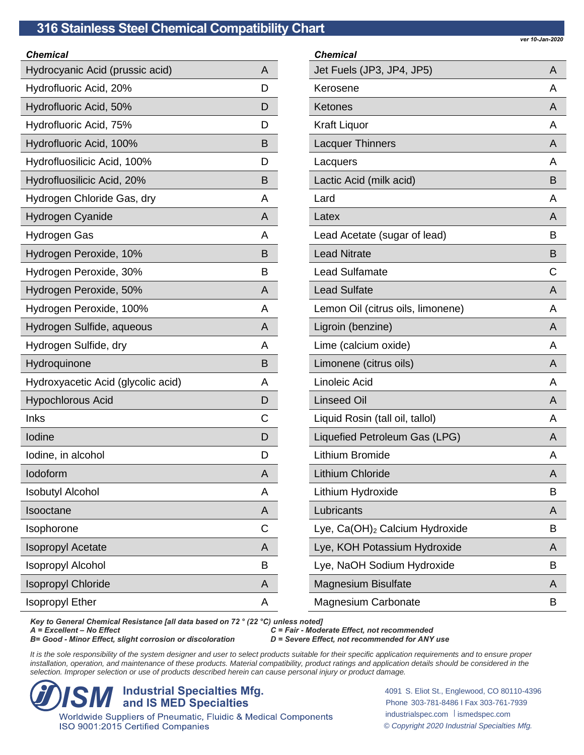# 316 Stainless Steel Chemical Compatibility Chart

*ver 10-Jan-2020*

| Chemical | |
|---|---|
| Hydrocyanic Acid (prussic acid) | A |
| Hydrofluoric Acid, 20% | D |
| Hydrofluoric Acid, 50% | D |
| Hydrofluoric Acid, 75% | D |
| Hydrofluoric Acid, 100% | B |
| Hydrofluosilicic Acid, 100% | D |
| Hydrofluosilicic Acid, 20% | B |
| Hydrogen Chloride Gas, dry | A |
| Hydrogen Cyanide | A |
| Hydrogen Gas | A |
| Hydrogen Peroxide, 10% | B |
| Hydrogen Peroxide, 30% | B |
| Hydrogen Peroxide, 50% | A |
| Hydrogen Peroxide, 100% | A |
| Hydrogen Sulfide, aqueous | A |
| Hydrogen Sulfide, dry | A |
| Hydroquinone | B |
| Hydroxyacetic Acid (glycolic acid) | A |
| Hypochlorous Acid | D |
| Inks | C |
| Iodine | D |
| Iodine, in alcohol | D |
| Iodoform | A |
| Isobutyl Alcohol | A |
| Isooctane | A |
| Isophorone | C |
| Isopropyl Acetate | A |
| Isopropyl Alcohol | B |
| Isopropyl Chloride | A |
| Isopropyl Ether | A |

| Chemical | |
|---|---|
| Jet Fuels (JP3, JP4, JP5) | A |
| Kerosene | A |
| Ketones | A |
| Kraft Liquor | A |
| Lacquer Thinners | A |
| Lacquers | A |
| Lactic Acid (milk acid) | B |
| Lard | A |
| Latex | A |
| Lead Acetate (sugar of lead) | B |
| Lead Nitrate | B |
| Lead Sulfamate | C |
| Lead Sulfate | A |
| Lemon Oil (citrus oils, limonene) | A |
| Ligroin (benzine) | A |
| Lime (calcium oxide) | A |
| Limonene (citrus oils) | A |
| Linoleic Acid | A |
| Linseed Oil | A |
| Liquid Rosin (tall oil, tallol) | A |
| Liquefied Petroleum Gas (LPG) | A |
| Lithium Bromide | A |
| Lithium Chloride | A |
| Lithium Hydroxide | B |
| Lubricants | A |
| Lye, $Ca(OH)_2$ Calcium Hydroxide | B |
| Lye, KOH Potassium Hydroxide | A |
| Lye, NaOH Sodium Hydroxide | B |
| Magnesium Bisulfate | A |
| Magnesium Carbonate | B |

***Key to General Chemical Resistance [all data based on 72 ° (22 °C) unless noted]***

***A = Excellent – No Effect***
***B= Good - Minor Effect, slight corrosion or discoloration***
***C = Fair - Moderate Effect, not recommended***
***D = Severe Effect, not recommended for ANY use***

*It is the sole responsibility of the system designer and user to select products suitable for their specific application requirements and to ensure proper installation, operation, and maintenance of these products. Material compatibility, product ratings and application details should be considered in the selection. Improper selection or use of products described herein can cause personal injury or product damage.*

**ISM Industrial Specialties Mfg. and IS MED Specialties**
Worldwide Suppliers of Pneumatic, Fluidic & Medical Components
ISO 9001:2015 Certified Companies

4091 S. Eliot St., Englewood, CO 80110-4396
Phone 303-781-8486 I Fax 303-761-7939
industrialspec.com | ismedspec.com
*© Copyright 2020 Industrial Specialties Mfg.*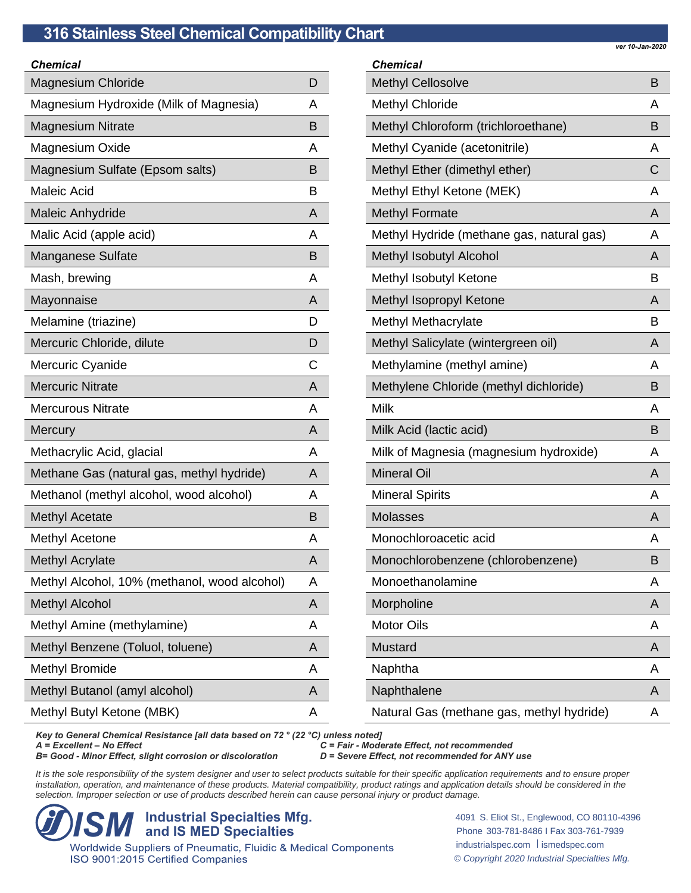# 316 Stainless Steel Chemical Compatibility Chart

*ver 10-Jan-2020*

| Chemical | |
|---|---|
| Magnesium Chloride | D |
| Magnesium Hydroxide (Milk of Magnesia) | A |
| Magnesium Nitrate | B |
| Magnesium Oxide | A |
| Magnesium Sulfate (Epsom salts) | B |
| Maleic Acid | B |
| Maleic Anhydride | A |
| Malic Acid (apple acid) | A |
| Manganese Sulfate | B |
| Mash, brewing | A |
| Mayonnaise | A |
| Melamine (triazine) | D |
| Mercuric Chloride, dilute | D |
| Mercuric Cyanide | C |
| Mercuric Nitrate | A |
| Mercurous Nitrate | A |
| Mercury | A |
| Methacrylic Acid, glacial | A |
| Methane Gas (natural gas, methyl hydride) | A |
| Methanol (methyl alcohol, wood alcohol) | A |
| Methyl Acetate | B |
| Methyl Acetone | A |
| Methyl Acrylate | A |
| Methyl Alcohol, 10% (methanol, wood alcohol) | A |
| Methyl Alcohol | A |
| Methyl Amine (methylamine) | A |
| Methyl Benzene (Toluol, toluene) | A |
| Methyl Bromide | A |
| Methyl Butanol (amyl alcohol) | A |
| Methyl Butyl Ketone (MBK) | A |
| Methyl Cellosolve | B |
| Methyl Chloride | A |
| Methyl Chloroform (trichloroethane) | B |
| Methyl Cyanide (acetonitrile) | A |
| Methyl Ether (dimethyl ether) | C |
| Methyl Ethyl Ketone (MEK) | A |
| Methyl Formate | A |
| Methyl Hydride (methane gas, natural gas) | A |
| Methyl Isobutyl Alcohol | A |
| Methyl Isobutyl Ketone | B |
| Methyl Isopropyl Ketone | A |
| Methyl Methacrylate | B |
| Methyl Salicylate (wintergreen oil) | A |
| Methylamine (methyl amine) | A |
| Methylene Chloride (methyl dichloride) | B |
| Milk | A |
| Milk Acid (lactic acid) | B |
| Milk of Magnesia (magnesium hydroxide) | A |
| Mineral Oil | A |
| Mineral Spirits | A |
| Molasses | A |
| Monochloroacetic acid | A |
| Monochlorobenzene (chlorobenzene) | B |
| Monoethanolamine | A |
| Morpholine | A |
| Motor Oils | A |
| Mustard | A |
| Naphtha | A |
| Naphthalene | A |
| Natural Gas (methane gas, methyl hydride) | A |

***Key to General Chemical Resistance [all data based on 72 ° (22 °C) unless noted]***

***A = Excellent – No Effect***
***B= Good - Minor Effect, slight corrosion or discoloration***
***C = Fair - Moderate Effect, not recommended***
***D = Severe Effect, not recommended for ANY use***

*It is the sole responsibility of the system designer and user to select products suitable for their specific application requirements and to ensure proper installation, operation, and maintenance of these products. Material compatibility, product ratings and application details should be considered in the selection. Improper selection or use of products described herein can cause personal injury or product damage.*

**ISM Industrial Specialties Mfg. and IS MED Specialties**
Worldwide Suppliers of Pneumatic, Fluidic & Medical Components
ISO 9001:2015 Certified Companies

4091 S. Eliot St., Englewood, CO 80110-4396
Phone 303-781-8486 I Fax 303-761-7939
industrialspec.com | ismedspec.com
*© Copyright 2020 Industrial Specialties Mfg.*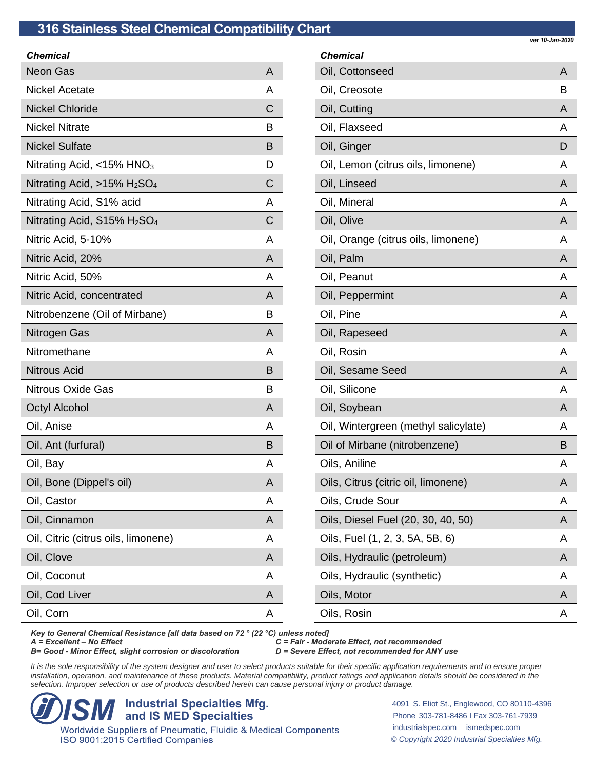# 316 Stainless Steel Chemical Compatibility Chart

*ver 10-Jan-2020*

| Chemical | |
|---|---|
| Neon Gas | A |
| Nickel Acetate | A |
| Nickel Chloride | C |
| Nickel Nitrate | B |
| Nickel Sulfate | B |
| Nitrating Acid, <15% $HNO_3$ | D |
| Nitrating Acid, >15% $H_2SO_4$ | C |
| Nitrating Acid, S1% acid | A |
| Nitrating Acid, S15% $H_2SO_4$ | C |
| Nitric Acid, 5-10% | A |
| Nitric Acid, 20% | A |
| Nitric Acid, 50% | A |
| Nitric Acid, concentrated | A |
| Nitrobenzene (Oil of Mirbane) | B |
| Nitrogen Gas | A |
| Nitromethane | A |
| Nitrous Acid | B |
| Nitrous Oxide Gas | B |
| Octyl Alcohol | A |
| Oil, Anise | A |
| Oil, Ant (furfural) | B |
| Oil, Bay | A |
| Oil, Bone (Dippel's oil) | A |
| Oil, Castor | A |
| Oil, Cinnamon | A |
| Oil, Citric (citrus oils, limonene) | A |
| Oil, Clove | A |
| Oil, Coconut | A |
| Oil, Cod Liver | A |
| Oil, Corn | A |
| Oil, Cottonseed | A |
| Oil, Creosote | B |
| Oil, Cutting | A |
| Oil, Flaxseed | A |
| Oil, Ginger | D |
| Oil, Lemon (citrus oils, limonene) | A |
| Oil, Linseed | A |
| Oil, Mineral | A |
| Oil, Olive | A |
| Oil, Orange (citrus oils, limonene) | A |
| Oil, Palm | A |
| Oil, Peanut | A |
| Oil, Peppermint | A |
| Oil, Pine | A |
| Oil, Rapeseed | A |
| Oil, Rosin | A |
| Oil, Sesame Seed | A |
| Oil, Silicone | A |
| Oil, Soybean | A |
| Oil, Wintergreen (methyl salicylate) | A |
| Oil of Mirbane (nitrobenzene) | B |
| Oils, Aniline | A |
| Oils, Citrus (citric oil, limonene) | A |
| Oils, Crude Sour | A |
| Oils, Diesel Fuel (20, 30, 40, 50) | A |
| Oils, Fuel (1, 2, 3, 5A, 5B, 6) | A |
| Oils, Hydraulic (petroleum) | A |
| Oils, Hydraulic (synthetic) | A |
| Oils, Motor | A |
| Oils, Rosin | A |

***Key to General Chemical Resistance [all data based on 72 ° (22 °C) unless noted]***
***A = Excellent – No Effect***
***B= Good - Minor Effect, slight corrosion or discoloration***
***C = Fair - Moderate Effect, not recommended***
***D = Severe Effect, not recommended for ANY use***

*It is the sole responsibility of the system designer and user to select products suitable for their specific application requirements and to ensure proper installation, operation, and maintenance of these products. Material compatibility, product ratings and application details should be considered in the selection. Improper selection or use of products described herein can cause personal injury or product damage.*

**ISM Industrial Specialties Mfg. and IS MED Specialties**
Worldwide Suppliers of Pneumatic, Fluidic & Medical Components
ISO 9001:2015 Certified Companies

4091 S. Eliot St., Englewood, CO 80110-4396
Phone 303-781-8486 I Fax 303-761-7939
industrialspec.com | ismedspec.com
*© Copyright 2020 Industrial Specialties Mfg.*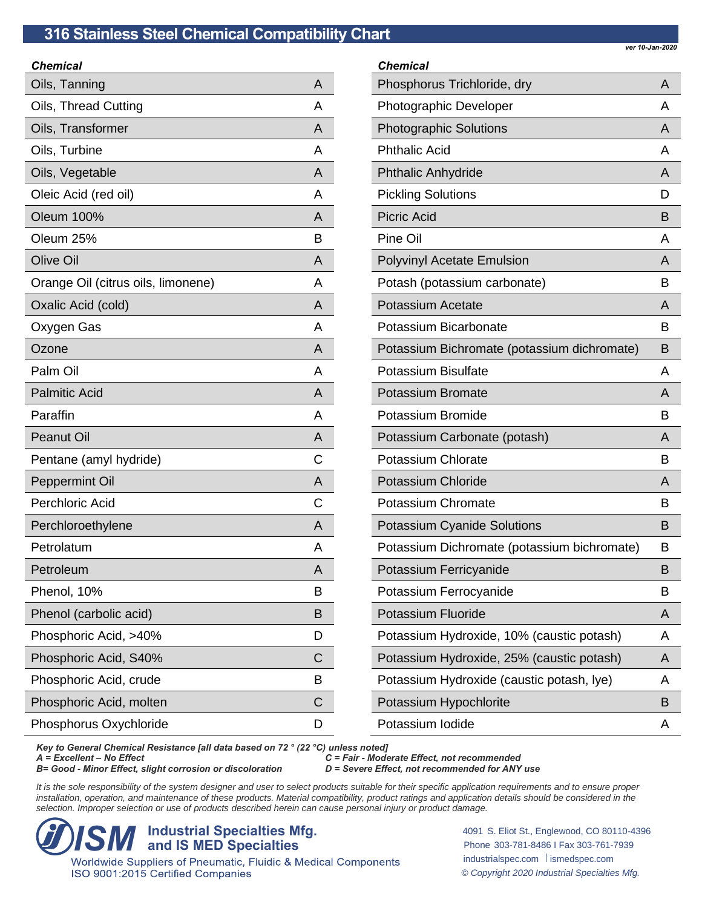# 316 Stainless Steel Chemical Compatibility Chart

*ver 10-Jan-2020*

| Chemical | |
|---|---|
| Oils, Tanning | A |
| Oils, Thread Cutting | A |
| Oils, Transformer | A |
| Oils, Turbine | A |
| Oils, Vegetable | A |
| Oleic Acid (red oil) | A |
| Oleum 100% | A |
| Oleum 25% | B |
| Olive Oil | A |
| Orange Oil (citrus oils, limonene) | A |
| Oxalic Acid (cold) | A |
| Oxygen Gas | A |
| Ozone | A |
| Palm Oil | A |
| Palmitic Acid | A |
| Paraffin | A |
| Peanut Oil | A |
| Pentane (amyl hydride) | C |
| Peppermint Oil | A |
| Perchloric Acid | C |
| Perchloroethylene | A |
| Petrolatum | A |
| Petroleum | A |
| Phenol, 10% | B |
| Phenol (carbolic acid) | B |
| Phosphoric Acid, >40% | D |
| Phosphoric Acid, S40% | C |
| Phosphoric Acid, crude | B |
| Phosphoric Acid, molten | C |
| Phosphorus Oxychloride | D |
| Phosphorus Trichloride, dry | A |
| Photographic Developer | A |
| Photographic Solutions | A |
| Phthalic Acid | A |
| Phthalic Anhydride | A |
| Pickling Solutions | D |
| Picric Acid | B |
| Pine Oil | A |
| Polyvinyl Acetate Emulsion | A |
| Potash (potassium carbonate) | B |
| Potassium Acetate | A |
| Potassium Bicarbonate | B |
| Potassium Bichromate (potassium dichromate) | B |
| Potassium Bisulfate | A |
| Potassium Bromate | A |
| Potassium Bromide | B |
| Potassium Carbonate (potash) | A |
| Potassium Chlorate | B |
| Potassium Chloride | A |
| Potassium Chromate | B |
| Potassium Cyanide Solutions | B |
| Potassium Dichromate (potassium bichromate) | B |
| Potassium Ferricyanide | B |
| Potassium Ferrocyanide | B |
| Potassium Fluoride | A |
| Potassium Hydroxide, 10% (caustic potash) | A |
| Potassium Hydroxide, 25% (caustic potash) | A |
| Potassium Hydroxide (caustic potash, lye) | A |
| Potassium Hypochlorite | B |
| Potassium Iodide | A |

***Key to General Chemical Resistance [all data based on 72 ° (22 °C) unless noted]***

***A = Excellent – No Effect***

***B= Good - Minor Effect, slight corrosion or discoloration***

***C = Fair - Moderate Effect, not recommended***

***D = Severe Effect, not recommended for ANY use***

*It is the sole responsibility of the system designer and user to select products suitable for their specific application requirements and to ensure proper installation, operation, and maintenance of these products. Material compatibility, product ratings and application details should be considered in the selection. Improper selection or use of products described herein can cause personal injury or product damage.*

**ISM Industrial Specialties Mfg. and IS MED Specialties**

Worldwide Suppliers of Pneumatic, Fluidic & Medical Components
ISO 9001:2015 Certified Companies

4091 S. Eliot St., Englewood, CO 80110-4396
Phone 303-781-8486 I Fax 303-761-7939
industrialspec.com | ismedspec.com
*© Copyright 2020 Industrial Specialties Mfg.*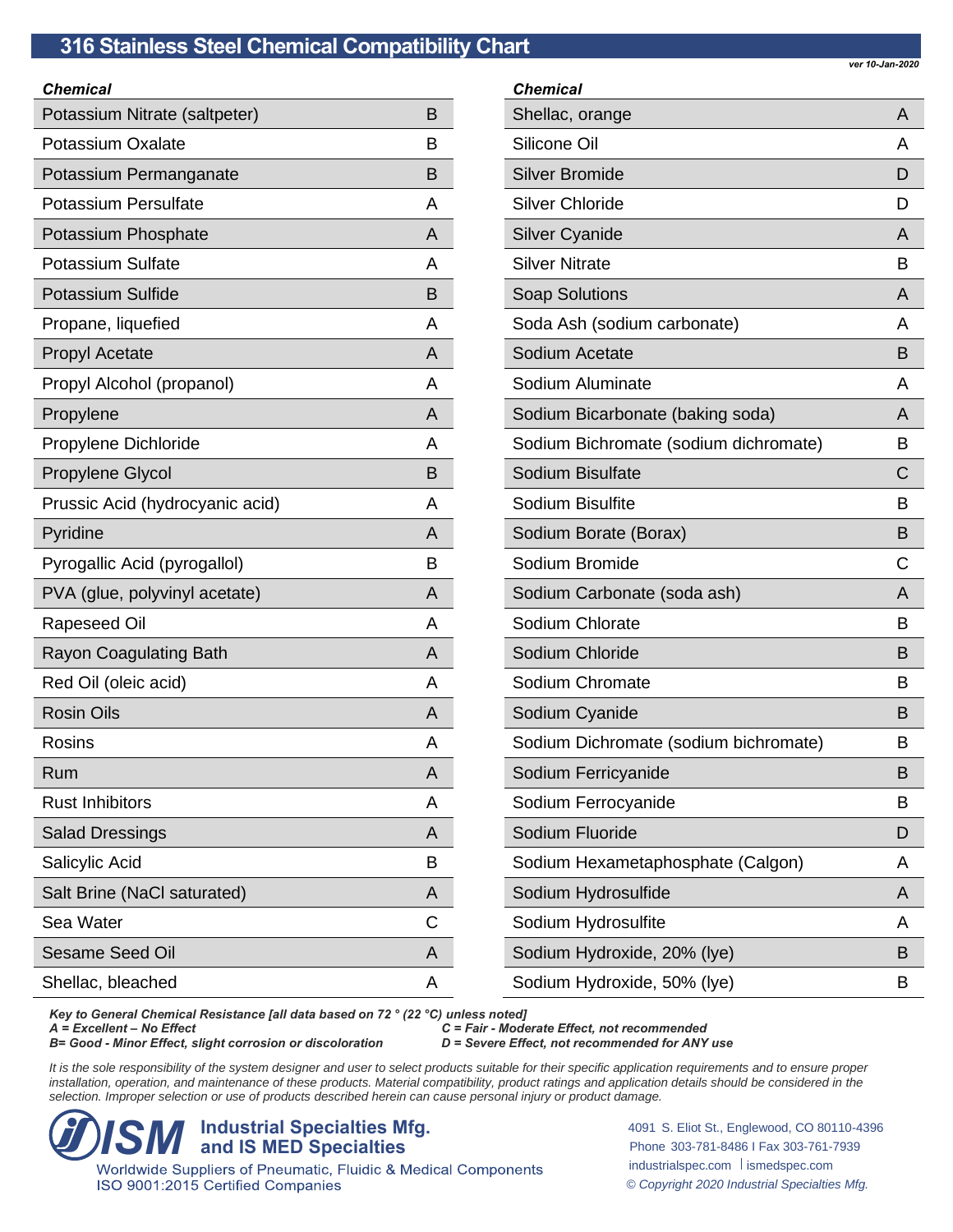## 316 Stainless Steel Chemical Compatibility Chart

*ver 10-Jan-2020*

| Chemical | |
|---|---|
| Potassium Nitrate (saltpeter) | B |
| Potassium Oxalate | B |
| Potassium Permanganate | B |
| Potassium Persulfate | A |
| Potassium Phosphate | A |
| Potassium Sulfate | A |
| Potassium Sulfide | B |
| Propane, liquefied | A |
| Propyl Acetate | A |
| Propyl Alcohol (propanol) | A |
| Propylene | A |
| Propylene Dichloride | A |
| Propylene Glycol | B |
| Prussic Acid (hydrocyanic acid) | A |
| Pyridine | A |
| Pyrogallic Acid (pyrogallol) | B |
| PVA (glue, polyvinyl acetate) | A |
| Rapeseed Oil | A |
| Rayon Coagulating Bath | A |
| Red Oil (oleic acid) | A |
| Rosin Oils | A |
| Rosins | A |
| Rum | A |
| Rust Inhibitors | A |
| Salad Dressings | A |
| Salicylic Acid | B |
| Salt Brine (NaCl saturated) | A |
| Sea Water | C |
| Sesame Seed Oil | A |
| Shellac, bleached | A |
| Shellac, orange | A |
| Silicone Oil | A |
| Silver Bromide | D |
| Silver Chloride | D |
| Silver Cyanide | A |
| Silver Nitrate | B |
| Soap Solutions | A |
| Soda Ash (sodium carbonate) | A |
| Sodium Acetate | B |
| Sodium Aluminate | A |
| Sodium Bicarbonate (baking soda) | A |
| Sodium Bichromate (sodium dichromate) | B |
| Sodium Bisulfate | C |
| Sodium Bisulfite | B |
| Sodium Borate (Borax) | B |
| Sodium Bromide | C |
| Sodium Carbonate (soda ash) | A |
| Sodium Chlorate | B |
| Sodium Chloride | B |
| Sodium Chromate | B |
| Sodium Cyanide | B |
| Sodium Dichromate (sodium bichromate) | B |
| Sodium Ferricyanide | B |
| Sodium Ferrocyanide | B |
| Sodium Fluoride | D |
| Sodium Hexametaphosphate (Calgon) | A |
| Sodium Hydrosulfide | A |
| Sodium Hydrosulfite | A |
| Sodium Hydroxide, 20% (lye) | B |
| Sodium Hydroxide, 50% (lye) | B |

***Key to General Chemical Resistance [all data based on 72 ° (22 °C) unless noted]***
***A = Excellent – No Effect***
***B= Good - Minor Effect, slight corrosion or discoloration***
***C = Fair - Moderate Effect, not recommended***
***D = Severe Effect, not recommended for ANY use***

*It is the sole responsibility of the system designer and user to select products suitable for their specific application requirements and to ensure proper installation, operation, and maintenance of these products. Material compatibility, product ratings and application details should be considered in the selection. Improper selection or use of products described herein can cause personal injury or product damage.*

**ISM Industrial Specialties Mfg. and IS MED Specialties**
Worldwide Suppliers of Pneumatic, Fluidic & Medical Components
ISO 9001:2015 Certified Companies

4091 S. Eliot St., Englewood, CO 80110-4396
Phone 303-781-8486 I Fax 303-761-7939
industrialspec.com | ismedspec.com
*© Copyright 2020 Industrial Specialties Mfg.*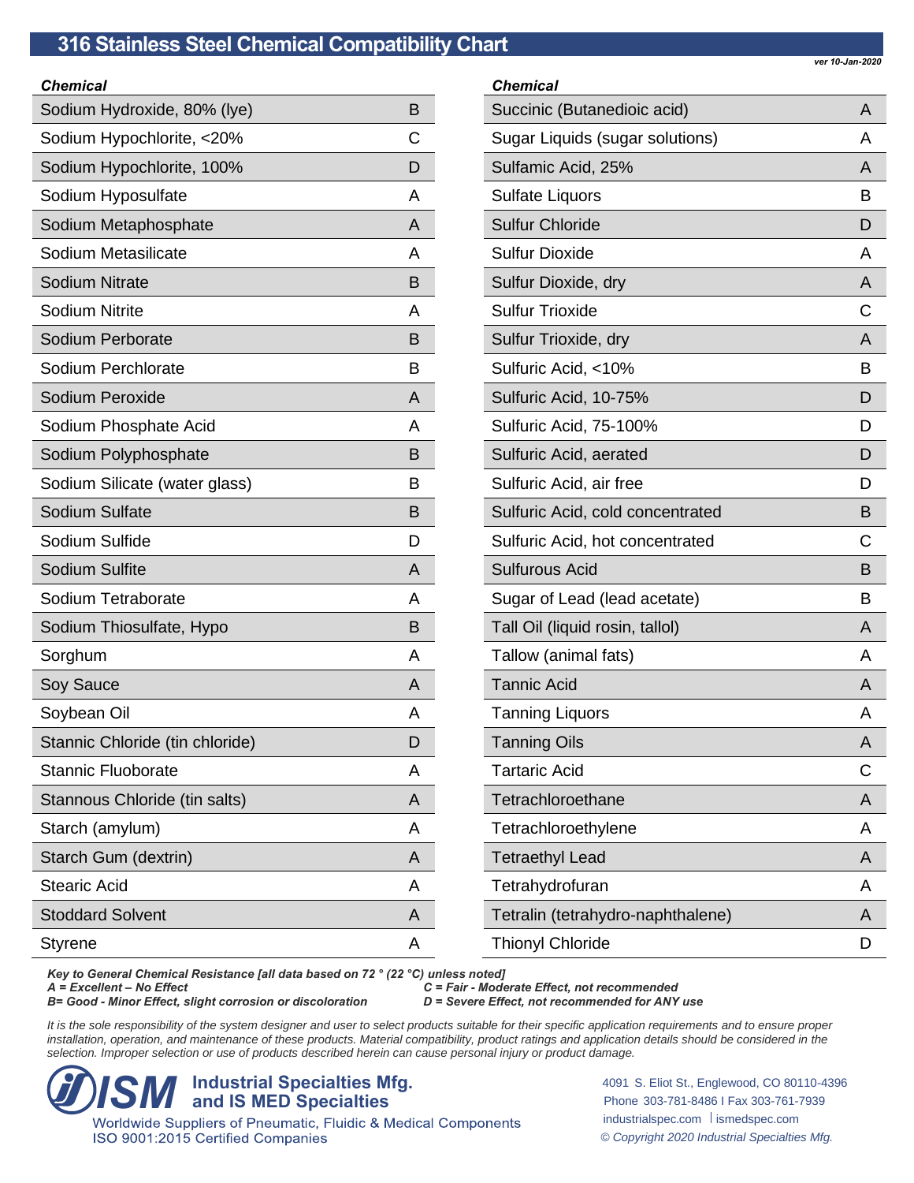# 316 Stainless Steel Chemical Compatibility Chart

*ver 10-Jan-2020*

| Chemical | |
|---|---|
| Sodium Hydroxide, 80% (lye) | B |
| Sodium Hypochlorite, <20% | C |
| Sodium Hypochlorite, 100% | D |
| Sodium Hyposulfate | A |
| Sodium Metaphosphate | A |
| Sodium Metasilicate | A |
| Sodium Nitrate | B |
| Sodium Nitrite | A |
| Sodium Perborate | B |
| Sodium Perchlorate | B |
| Sodium Peroxide | A |
| Sodium Phosphate Acid | A |
| Sodium Polyphosphate | B |
| Sodium Silicate (water glass) | B |
| Sodium Sulfate | B |
| Sodium Sulfide | D |
| Sodium Sulfite | A |
| Sodium Tetraborate | A |
| Sodium Thiosulfate, Hypo | B |
| Sorghum | A |
| Soy Sauce | A |
| Soybean Oil | A |
| Stannic Chloride (tin chloride) | D |
| Stannic Fluoborate | A |
| Stannous Chloride (tin salts) | A |
| Starch (amylum) | A |
| Starch Gum (dextrin) | A |
| Stearic Acid | A |
| Stoddard Solvent | A |
| Styrene | A |

| Chemical | |
|---|---|
| Succinic (Butanedioic acid) | A |
| Sugar Liquids (sugar solutions) | A |
| Sulfamic Acid, 25% | A |
| Sulfate Liquors | B |
| Sulfur Chloride | D |
| Sulfur Dioxide | A |
| Sulfur Dioxide, dry | A |
| Sulfur Trioxide | C |
| Sulfur Trioxide, dry | A |
| Sulfuric Acid, <10% | B |
| Sulfuric Acid, 10-75% | D |
| Sulfuric Acid, 75-100% | D |
| Sulfuric Acid, aerated | D |
| Sulfuric Acid, air free | D |
| Sulfuric Acid, cold concentrated | B |
| Sulfuric Acid, hot concentrated | C |
| Sulfurous Acid | B |
| Sugar of Lead (lead acetate) | B |
| Tall Oil (liquid rosin, tallol) | A |
| Tallow (animal fats) | A |
| Tannic Acid | A |
| Tanning Liquors | A |
| Tanning Oils | A |
| Tartaric Acid | C |
| Tetrachloroethane | A |
| Tetrachloroethylene | A |
| Tetraethyl Lead | A |
| Tetrahydrofuran | A |
| Tetralin (tetrahydro-naphthalene) | A |
| Thionyl Chloride | D |

***Key to General Chemical Resistance [all data based on 72 ° (22 °C) unless noted]***

***A = Excellent – No Effect***
***B= Good - Minor Effect, slight corrosion or discoloration***
***C = Fair - Moderate Effect, not recommended***
***D = Severe Effect, not recommended for ANY use***

*It is the sole responsibility of the system designer and user to select products suitable for their specific application requirements and to ensure proper installation, operation, and maintenance of these products. Material compatibility, product ratings and application details should be considered in the selection. Improper selection or use of products described herein can cause personal injury or product damage.*

**ISM Industrial Specialties Mfg. and IS MED Specialties**
Worldwide Suppliers of Pneumatic, Fluidic & Medical Components
ISO 9001:2015 Certified Companies

4091 S. Eliot St., Englewood, CO 80110-4396
Phone 303-781-8486 I Fax 303-761-7939
industrialspec.com | ismedspec.com
*© Copyright 2020 Industrial Specialties Mfg.*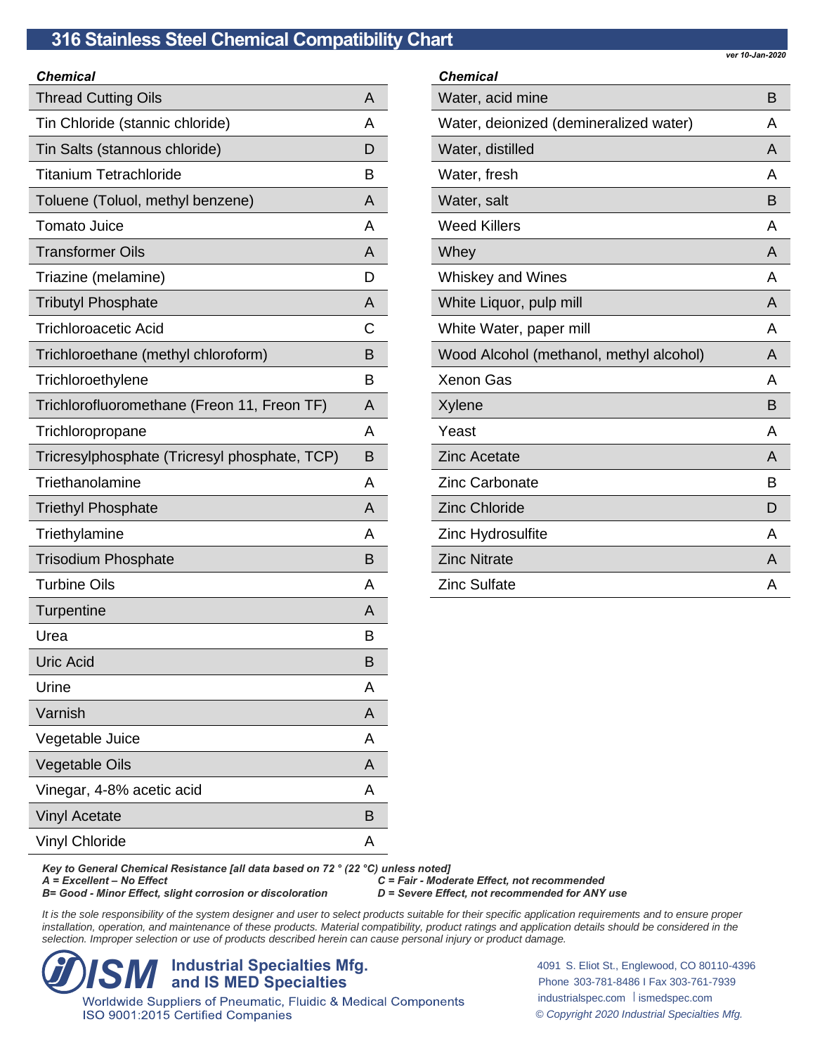# 316 Stainless Steel Chemical Compatibility Chart

*ver 10-Jan-2020*

| Chemical | |
|---|---|
| Thread Cutting Oils | A |
| Tin Chloride (stannic chloride) | A |
| Tin Salts (stannous chloride) | D |
| Titanium Tetrachloride | B |
| Toluene (Toluol, methyl benzene) | A |
| Tomato Juice | A |
| Transformer Oils | A |
| Triazine (melamine) | D |
| Tributyl Phosphate | A |
| Trichloroacetic Acid | C |
| Trichloroethane (methyl chloroform) | B |
| Trichloroethylene | B |
| Trichlorofluoromethane (Freon 11, Freon TF) | A |
| Trichloropropane | A |
| Tricresylphosphate (Tricresyl phosphate, TCP) | B |
| Triethanolamine | A |
| Triethyl Phosphate | A |
| Triethylamine | A |
| Trisodium Phosphate | B |
| Turbine Oils | A |
| Turpentine | A |
| Urea | B |
| Uric Acid | B |
| Urine | A |
| Varnish | A |
| Vegetable Juice | A |
| Vegetable Oils | A |
| Vinegar, 4-8% acetic acid | A |
| Vinyl Acetate | B |
| Vinyl Chloride | A |
| Water, acid mine | B |
| Water, deionized (demineralized water) | A |
| Water, distilled | A |
| Water, fresh | A |
| Water, salt | B |
| Weed Killers | A |
| Whey | A |
| Whiskey and Wines | A |
| White Liquor, pulp mill | A |
| White Water, paper mill | A |
| Wood Alcohol (methanol, methyl alcohol) | A |
| Xenon Gas | A |
| Xylene | B |
| Yeast | A |
| Zinc Acetate | A |
| Zinc Carbonate | B |
| Zinc Chloride | D |
| Zinc Hydrosulfite | A |
| Zinc Nitrate | A |
| Zinc Sulfate | A |

***Key to General Chemical Resistance [all data based on 72 ° (22 °C) unless noted]***

***A = Excellent – No Effect***

***B= Good - Minor Effect, slight corrosion or discoloration***

***C = Fair - Moderate Effect, not recommended***

***D = Severe Effect, not recommended for ANY use***

*It is the sole responsibility of the system designer and user to select products suitable for their specific application requirements and to ensure proper installation, operation, and maintenance of these products. Material compatibility, product ratings and application details should be considered in the selection. Improper selection or use of products described herein can cause personal injury or product damage.*

**ISM Industrial Specialties Mfg. and IS MED Specialties**

Worldwide Suppliers of Pneumatic, Fluidic & Medical Components

ISO 9001:2015 Certified Companies

4091 S. Eliot St., Englewood, CO 80110-4396

Phone 303-781-8486 I Fax 303-761-7939

industrialspec.com | ismedspec.com

*© Copyright 2020 Industrial Specialties Mfg.*